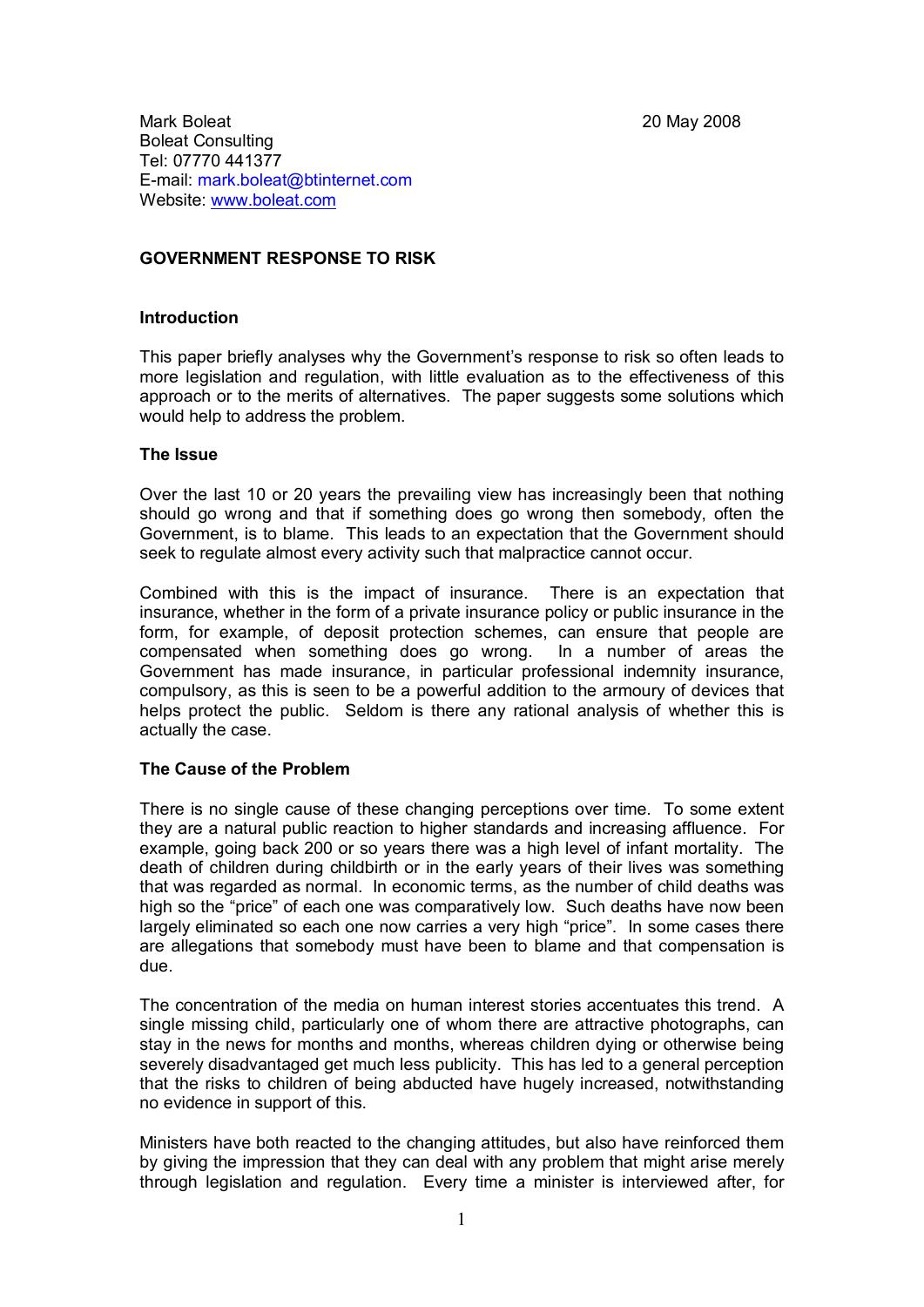Mark Boleat
Boleat Consulting
Tel: 07770 441377
E-mail: mark.boleat@btinternet.com
Website: www.boleat.com

20 May 2008

## GOVERNMENT RESPONSE TO RISK

### Introduction

This paper briefly analyses why the Government's response to risk so often leads to more legislation and regulation, with little evaluation as to the effectiveness of this approach or to the merits of alternatives. The paper suggests some solutions which would help to address the problem.

### The Issue

Over the last 10 or 20 years the prevailing view has increasingly been that nothing should go wrong and that if something does go wrong then somebody, often the Government, is to blame. This leads to an expectation that the Government should seek to regulate almost every activity such that malpractice cannot occur.

Combined with this is the impact of insurance. There is an expectation that insurance, whether in the form of a private insurance policy or public insurance in the form, for example, of deposit protection schemes, can ensure that people are compensated when something does go wrong. In a number of areas the Government has made insurance, in particular professional indemnity insurance, compulsory, as this is seen to be a powerful addition to the armoury of devices that helps protect the public. Seldom is there any rational analysis of whether this is actually the case.

### The Cause of the Problem

There is no single cause of these changing perceptions over time. To some extent they are a natural public reaction to higher standards and increasing affluence. For example, going back 200 or so years there was a high level of infant mortality. The death of children during childbirth or in the early years of their lives was something that was regarded as normal. In economic terms, as the number of child deaths was high so the "price" of each one was comparatively low. Such deaths have now been largely eliminated so each one now carries a very high "price". In some cases there are allegations that somebody must have been to blame and that compensation is due.

The concentration of the media on human interest stories accentuates this trend. A single missing child, particularly one of whom there are attractive photographs, can stay in the news for months and months, whereas children dying or otherwise being severely disadvantaged get much less publicity. This has led to a general perception that the risks to children of being abducted have hugely increased, notwithstanding no evidence in support of this.

Ministers have both reacted to the changing attitudes, but also have reinforced them by giving the impression that they can deal with any problem that might arise merely through legislation and regulation. Every time a minister is interviewed after, for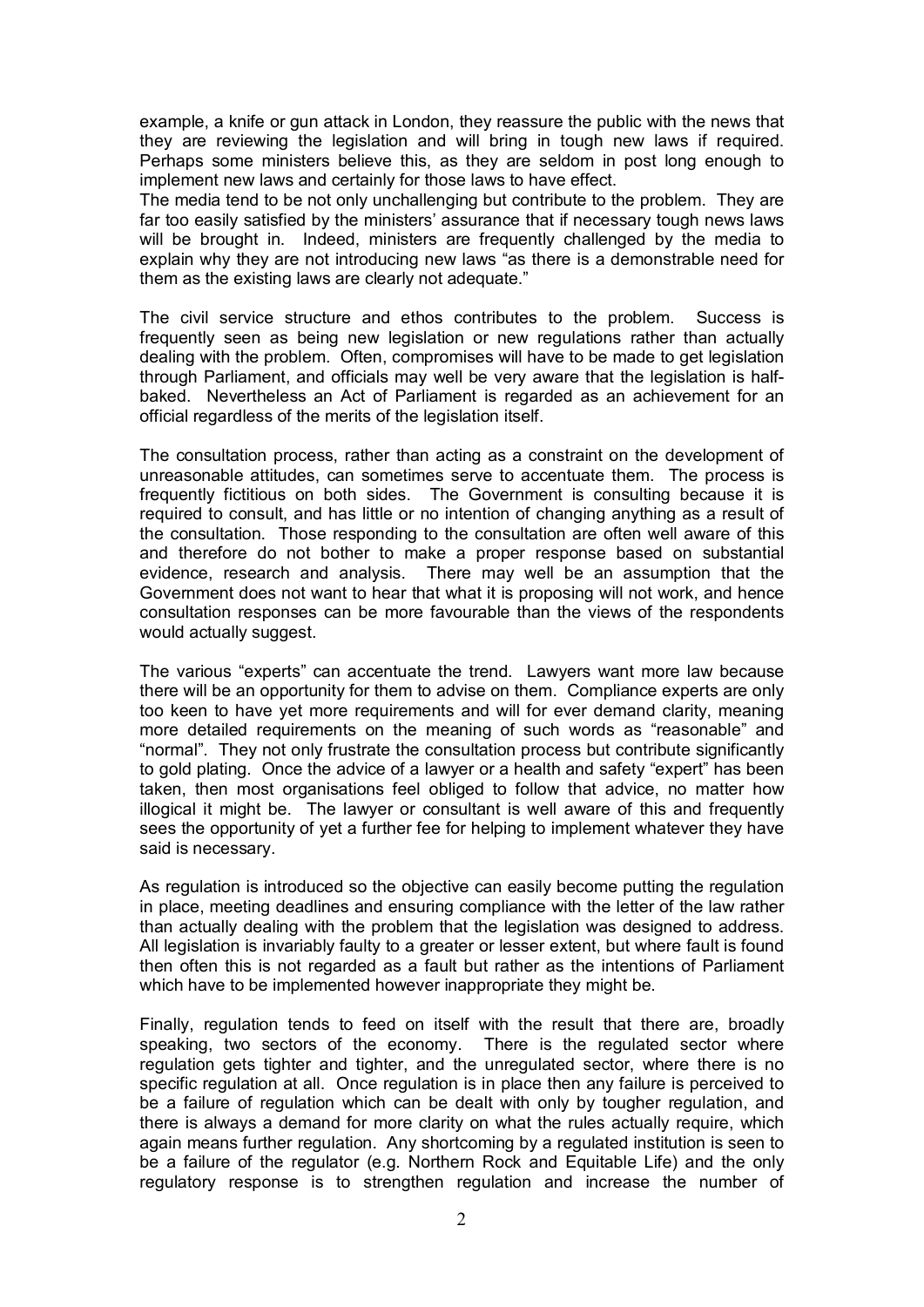example, a knife or gun attack in London, they reassure the public with the news that they are reviewing the legislation and will bring in tough new laws if required. Perhaps some ministers believe this, as they are seldom in post long enough to implement new laws and certainly for those laws to have effect.
The media tend to be not only unchallenging but contribute to the problem. They are far too easily satisfied by the ministers' assurance that if necessary tough news laws will be brought in. Indeed, ministers are frequently challenged by the media to explain why they are not introducing new laws "as there is a demonstrable need for them as the existing laws are clearly not adequate."

The civil service structure and ethos contributes to the problem. Success is frequently seen as being new legislation or new regulations rather than actually dealing with the problem. Often, compromises will have to be made to get legislation through Parliament, and officials may well be very aware that the legislation is half-baked. Nevertheless an Act of Parliament is regarded as an achievement for an official regardless of the merits of the legislation itself.

The consultation process, rather than acting as a constraint on the development of unreasonable attitudes, can sometimes serve to accentuate them. The process is frequently fictitious on both sides. The Government is consulting because it is required to consult, and has little or no intention of changing anything as a result of the consultation. Those responding to the consultation are often well aware of this and therefore do not bother to make a proper response based on substantial evidence, research and analysis. There may well be an assumption that the Government does not want to hear that what it is proposing will not work, and hence consultation responses can be more favourable than the views of the respondents would actually suggest.

The various "experts" can accentuate the trend. Lawyers want more law because there will be an opportunity for them to advise on them. Compliance experts are only too keen to have yet more requirements and will for ever demand clarity, meaning more detailed requirements on the meaning of such words as "reasonable" and "normal". They not only frustrate the consultation process but contribute significantly to gold plating. Once the advice of a lawyer or a health and safety "expert" has been taken, then most organisations feel obliged to follow that advice, no matter how illogical it might be. The lawyer or consultant is well aware of this and frequently sees the opportunity of yet a further fee for helping to implement whatever they have said is necessary.

As regulation is introduced so the objective can easily become putting the regulation in place, meeting deadlines and ensuring compliance with the letter of the law rather than actually dealing with the problem that the legislation was designed to address. All legislation is invariably faulty to a greater or lesser extent, but where fault is found then often this is not regarded as a fault but rather as the intentions of Parliament which have to be implemented however inappropriate they might be.

Finally, regulation tends to feed on itself with the result that there are, broadly speaking, two sectors of the economy. There is the regulated sector where regulation gets tighter and tighter, and the unregulated sector, where there is no specific regulation at all. Once regulation is in place then any failure is perceived to be a failure of regulation which can be dealt with only by tougher regulation, and there is always a demand for more clarity on what the rules actually require, which again means further regulation. Any shortcoming by a regulated institution is seen to be a failure of the regulator (e.g. Northern Rock and Equitable Life) and the only regulatory response is to strengthen regulation and increase the number of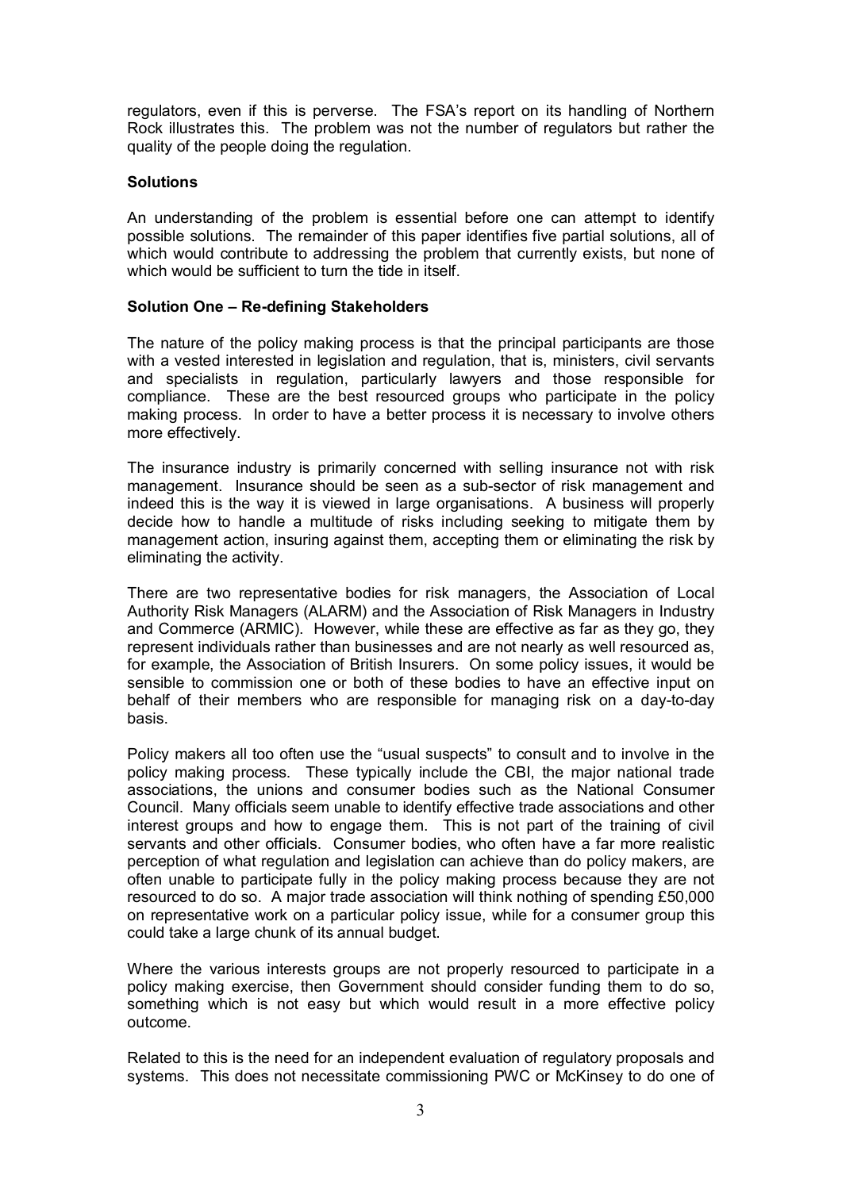regulators, even if this is perverse. The FSA's report on its handling of Northern Rock illustrates this. The problem was not the number of regulators but rather the quality of the people doing the regulation.

**Solutions**

An understanding of the problem is essential before one can attempt to identify possible solutions. The remainder of this paper identifies five partial solutions, all of which would contribute to addressing the problem that currently exists, but none of which would be sufficient to turn the tide in itself.

**Solution One – Re-defining Stakeholders**

The nature of the policy making process is that the principal participants are those with a vested interested in legislation and regulation, that is, ministers, civil servants and specialists in regulation, particularly lawyers and those responsible for compliance. These are the best resourced groups who participate in the policy making process. In order to have a better process it is necessary to involve others more effectively.

The insurance industry is primarily concerned with selling insurance not with risk management. Insurance should be seen as a sub-sector of risk management and indeed this is the way it is viewed in large organisations. A business will properly decide how to handle a multitude of risks including seeking to mitigate them by management action, insuring against them, accepting them or eliminating the risk by eliminating the activity.

There are two representative bodies for risk managers, the Association of Local Authority Risk Managers (ALARM) and the Association of Risk Managers in Industry and Commerce (ARMIC). However, while these are effective as far as they go, they represent individuals rather than businesses and are not nearly as well resourced as, for example, the Association of British Insurers. On some policy issues, it would be sensible to commission one or both of these bodies to have an effective input on behalf of their members who are responsible for managing risk on a day-to-day basis.

Policy makers all too often use the "usual suspects" to consult and to involve in the policy making process. These typically include the CBI, the major national trade associations, the unions and consumer bodies such as the National Consumer Council. Many officials seem unable to identify effective trade associations and other interest groups and how to engage them. This is not part of the training of civil servants and other officials. Consumer bodies, who often have a far more realistic perception of what regulation and legislation can achieve than do policy makers, are often unable to participate fully in the policy making process because they are not resourced to do so. A major trade association will think nothing of spending £50,000 on representative work on a particular policy issue, while for a consumer group this could take a large chunk of its annual budget.

Where the various interests groups are not properly resourced to participate in a policy making exercise, then Government should consider funding them to do so, something which is not easy but which would result in a more effective policy outcome.

Related to this is the need for an independent evaluation of regulatory proposals and systems. This does not necessitate commissioning PWC or McKinsey to do one of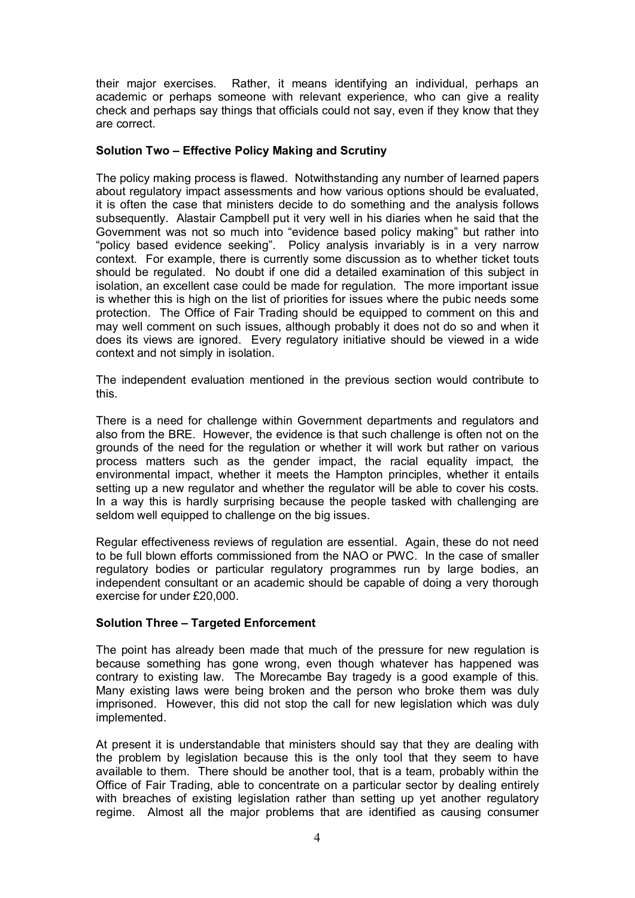their major exercises. Rather, it means identifying an individual, perhaps an academic or perhaps someone with relevant experience, who can give a reality check and perhaps say things that officials could not say, even if they know that they are correct.

**Solution Two – Effective Policy Making and Scrutiny**

The policy making process is flawed. Notwithstanding any number of learned papers about regulatory impact assessments and how various options should be evaluated, it is often the case that ministers decide to do something and the analysis follows subsequently. Alastair Campbell put it very well in his diaries when he said that the Government was not so much into "evidence based policy making" but rather into "policy based evidence seeking". Policy analysis invariably is in a very narrow context. For example, there is currently some discussion as to whether ticket touts should be regulated. No doubt if one did a detailed examination of this subject in isolation, an excellent case could be made for regulation. The more important issue is whether this is high on the list of priorities for issues where the pubic needs some protection. The Office of Fair Trading should be equipped to comment on this and may well comment on such issues, although probably it does not do so and when it does its views are ignored. Every regulatory initiative should be viewed in a wide context and not simply in isolation.

The independent evaluation mentioned in the previous section would contribute to this.

There is a need for challenge within Government departments and regulators and also from the BRE. However, the evidence is that such challenge is often not on the grounds of the need for the regulation or whether it will work but rather on various process matters such as the gender impact, the racial equality impact, the environmental impact, whether it meets the Hampton principles, whether it entails setting up a new regulator and whether the regulator will be able to cover his costs. In a way this is hardly surprising because the people tasked with challenging are seldom well equipped to challenge on the big issues.

Regular effectiveness reviews of regulation are essential. Again, these do not need to be full blown efforts commissioned from the NAO or PWC. In the case of smaller regulatory bodies or particular regulatory programmes run by large bodies, an independent consultant or an academic should be capable of doing a very thorough exercise for under £20,000.

**Solution Three – Targeted Enforcement**

The point has already been made that much of the pressure for new regulation is because something has gone wrong, even though whatever has happened was contrary to existing law. The Morecambe Bay tragedy is a good example of this. Many existing laws were being broken and the person who broke them was duly imprisoned. However, this did not stop the call for new legislation which was duly implemented.

At present it is understandable that ministers should say that they are dealing with the problem by legislation because this is the only tool that they seem to have available to them. There should be another tool, that is a team, probably within the Office of Fair Trading, able to concentrate on a particular sector by dealing entirely with breaches of existing legislation rather than setting up yet another regulatory regime. Almost all the major problems that are identified as causing consumer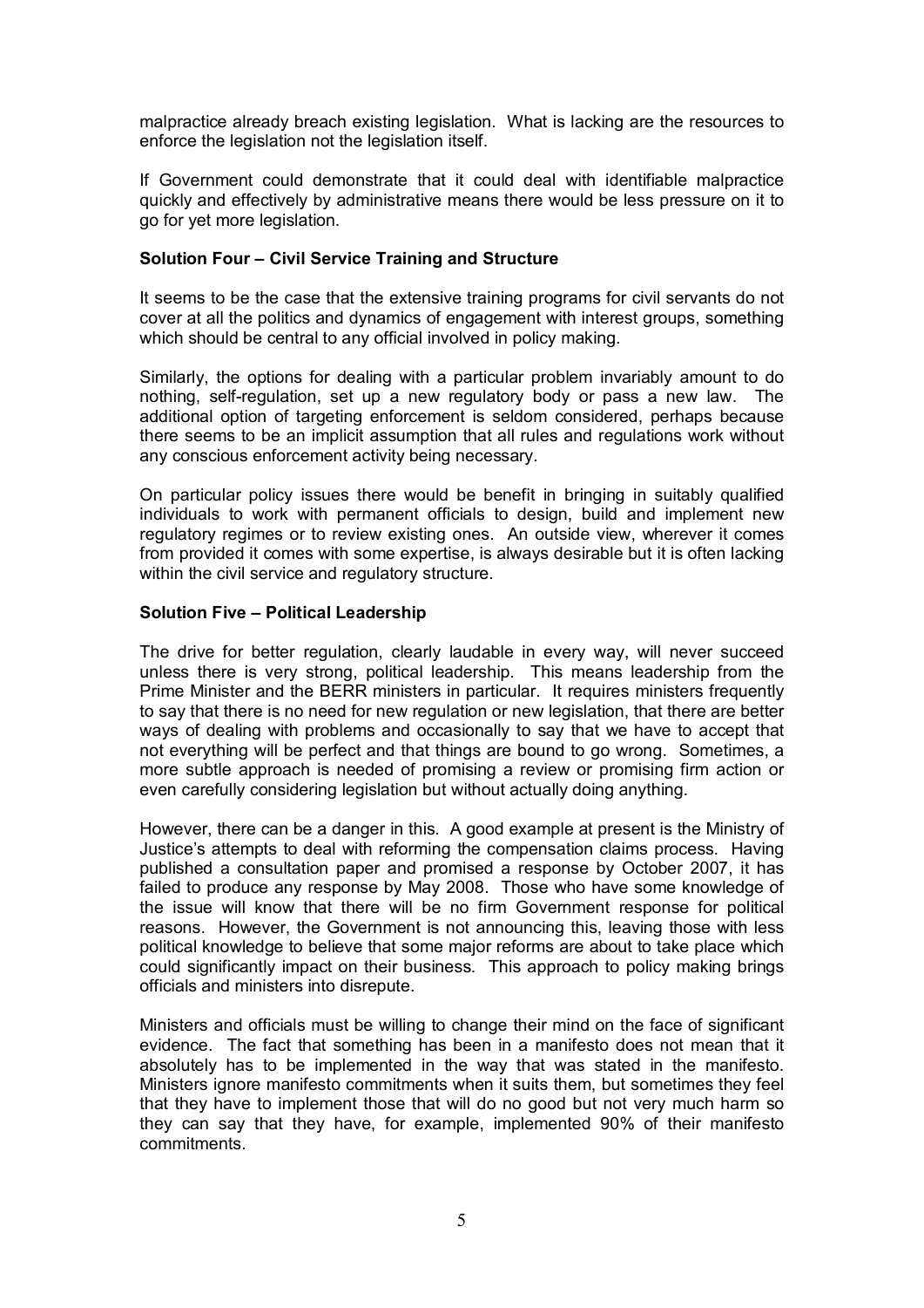malpractice already breach existing legislation. What is lacking are the resources to enforce the legislation not the legislation itself.

If Government could demonstrate that it could deal with identifiable malpractice quickly and effectively by administrative means there would be less pressure on it to go for yet more legislation.

**Solution Four – Civil Service Training and Structure**

It seems to be the case that the extensive training programs for civil servants do not cover at all the politics and dynamics of engagement with interest groups, something which should be central to any official involved in policy making.

Similarly, the options for dealing with a particular problem invariably amount to do nothing, self-regulation, set up a new regulatory body or pass a new law. The additional option of targeting enforcement is seldom considered, perhaps because there seems to be an implicit assumption that all rules and regulations work without any conscious enforcement activity being necessary.

On particular policy issues there would be benefit in bringing in suitably qualified individuals to work with permanent officials to design, build and implement new regulatory regimes or to review existing ones. An outside view, wherever it comes from provided it comes with some expertise, is always desirable but it is often lacking within the civil service and regulatory structure.

**Solution Five – Political Leadership**

The drive for better regulation, clearly laudable in every way, will never succeed unless there is very strong, political leadership. This means leadership from the Prime Minister and the BERR ministers in particular. It requires ministers frequently to say that there is no need for new regulation or new legislation, that there are better ways of dealing with problems and occasionally to say that we have to accept that not everything will be perfect and that things are bound to go wrong. Sometimes, a more subtle approach is needed of promising a review or promising firm action or even carefully considering legislation but without actually doing anything.

However, there can be a danger in this. A good example at present is the Ministry of Justice's attempts to deal with reforming the compensation claims process. Having published a consultation paper and promised a response by October 2007, it has failed to produce any response by May 2008. Those who have some knowledge of the issue will know that there will be no firm Government response for political reasons. However, the Government is not announcing this, leaving those with less political knowledge to believe that some major reforms are about to take place which could significantly impact on their business. This approach to policy making brings officials and ministers into disrepute.

Ministers and officials must be willing to change their mind on the face of significant evidence. The fact that something has been in a manifesto does not mean that it absolutely has to be implemented in the way that was stated in the manifesto. Ministers ignore manifesto commitments when it suits them, but sometimes they feel that they have to implement those that will do no good but not very much harm so they can say that they have, for example, implemented 90% of their manifesto commitments.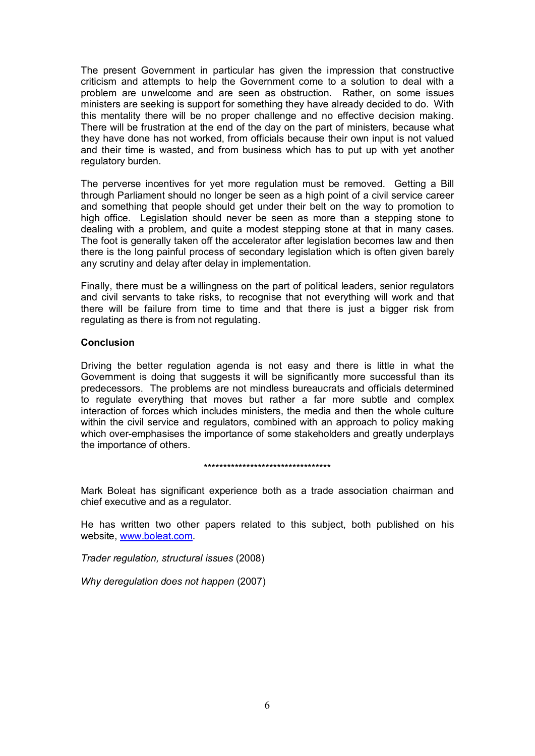The present Government in particular has given the impression that constructive criticism and attempts to help the Government come to a solution to deal with a problem are unwelcome and are seen as obstruction. Rather, on some issues ministers are seeking is support for something they have already decided to do. With this mentality there will be no proper challenge and no effective decision making. There will be frustration at the end of the day on the part of ministers, because what they have done has not worked, from officials because their own input is not valued and their time is wasted, and from business which has to put up with yet another regulatory burden.

The perverse incentives for yet more regulation must be removed. Getting a Bill through Parliament should no longer be seen as a high point of a civil service career and something that people should get under their belt on the way to promotion to high office. Legislation should never be seen as more than a stepping stone to dealing with a problem, and quite a modest stepping stone at that in many cases. The foot is generally taken off the accelerator after legislation becomes law and then there is the long painful process of secondary legislation which is often given barely any scrutiny and delay after delay in implementation.

Finally, there must be a willingness on the part of political leaders, senior regulators and civil servants to take risks, to recognise that not everything will work and that there will be failure from time to time and that there is just a bigger risk from regulating as there is from not regulating.

**Conclusion**

Driving the better regulation agenda is not easy and there is little in what the Government is doing that suggests it will be significantly more successful than its predecessors. The problems are not mindless bureaucrats and officials determined to regulate everything that moves but rather a far more subtle and complex interaction of forces which includes ministers, the media and then the whole culture within the civil service and regulators, combined with an approach to policy making which over-emphasises the importance of some stakeholders and greatly underplays the importance of others.

*********************************

Mark Boleat has significant experience both as a trade association chairman and chief executive and as a regulator.

He has written two other papers related to this subject, both published on his website, [www.boleat.com](http://www.boleat.com).

*Trader regulation, structural issues* (2008)

*Why deregulation does not happen* (2007)